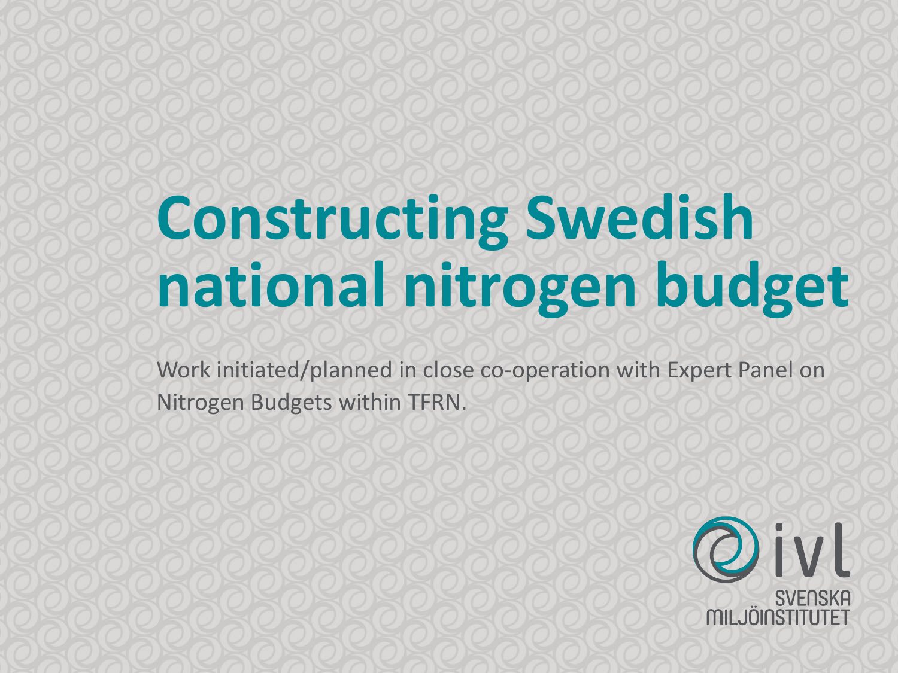# Constructing Swedish national nitrogen budget

Work initiated/planned in close co-operation with Expert Panel on Nitrogen Budgets within TFRN.

ivl SVENSKA MILJÖINSTITUTET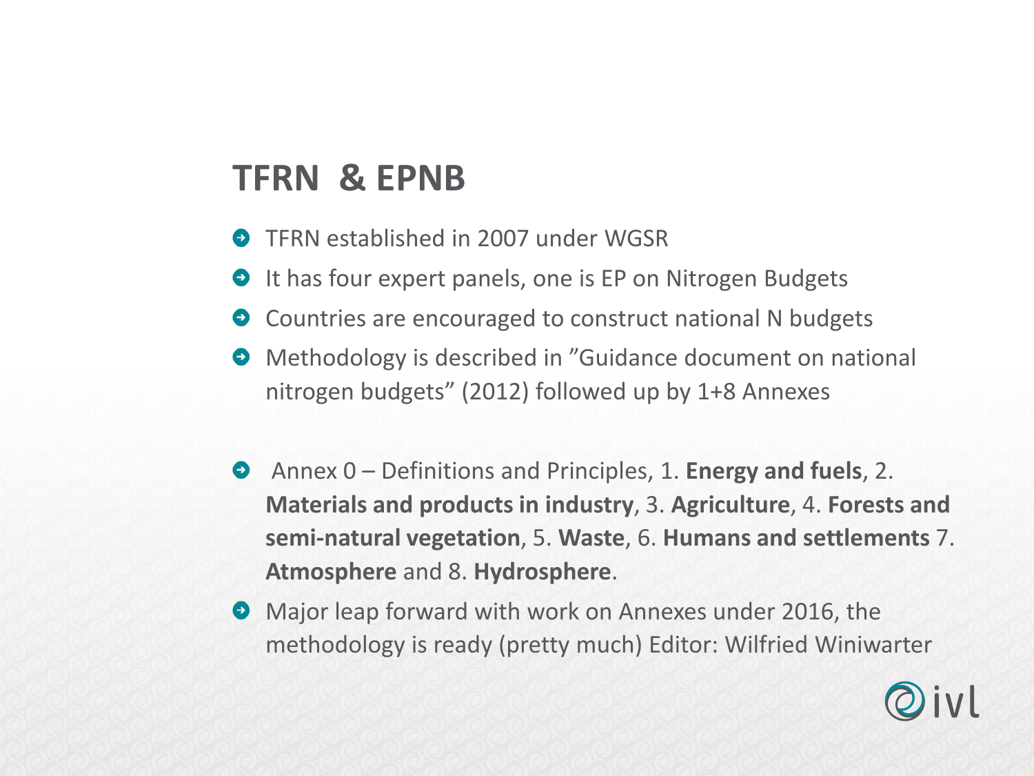## TFRN & EPNB

- TFRN established in 2007 under WGSR
- It has four expert panels, one is EP on Nitrogen Budgets
- Countries are encouraged to construct national N budgets
- Methodology is described in ”Guidance document on national nitrogen budgets” (2012) followed up by 1+8 Annexes

- Annex 0 – Definitions and Principles, 1. **Energy and fuels**, 2. **Materials and products in industry**, 3. **Agriculture**, 4. **Forests and semi-natural vegetation**, 5. **Waste**, 6. **Humans and settlements** 7. **Atmosphere** and 8. **Hydrosphere**.
- Major leap forward with work on Annexes under 2016, the methodology is ready (pretty much) Editor: Wilfried Winiwarter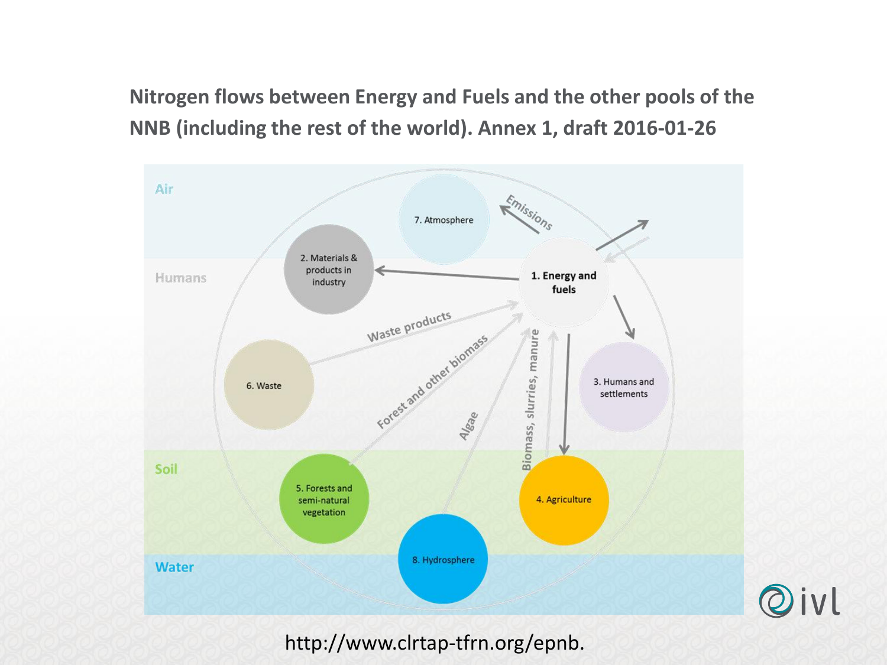## Nitrogen flows between Energy and Fuels and the other pools of the NNB (including the rest of the world). Annex 1, draft 2016-01-26

Air

Humans

Soil

Water

7. Atmosphere

Emissions

2. Materials & products in industry

1. Energy and fuels

Waste products

Forest and other biomass

6. Waste

Algae

Biomass, slurries, manure

3. Humans and settlements

5. Forests and semi-natural vegetation

4. Agriculture

8. Hydrosphere

http://www.clrtap-tfrn.org/epnb.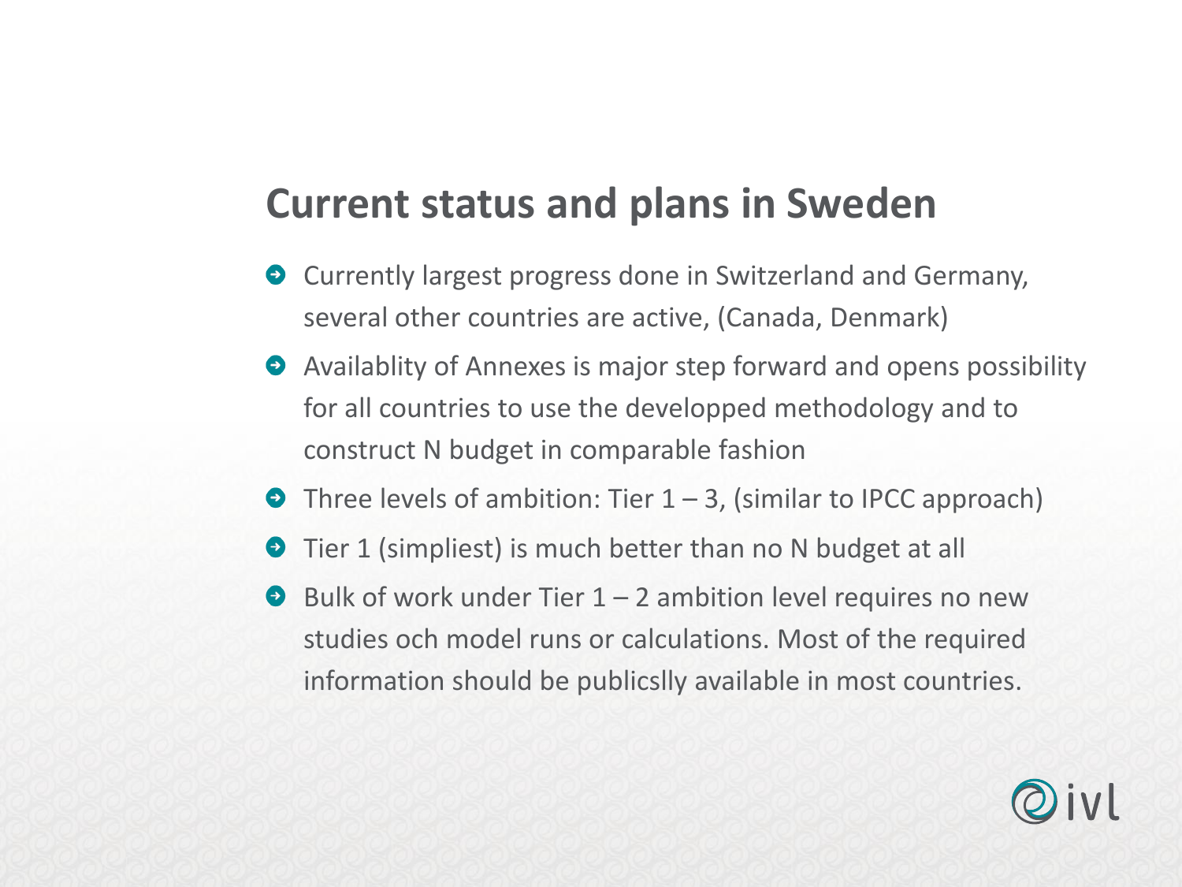## Current status and plans in Sweden

- Currently largest progress done in Switzerland and Germany, several other countries are active, (Canada, Denmark)
- Availablity of Annexes is major step forward and opens possibility for all countries to use the developped methodology and to construct N budget in comparable fashion
- Three levels of ambition: Tier 1 – 3, (similar to IPCC approach)
- Tier 1 (simpliest) is much better than no N budget at all
- Bulk of work under Tier 1 – 2 ambition level requires no new studies och model runs or calculations. Most of the required information should be publicslly available in most countries.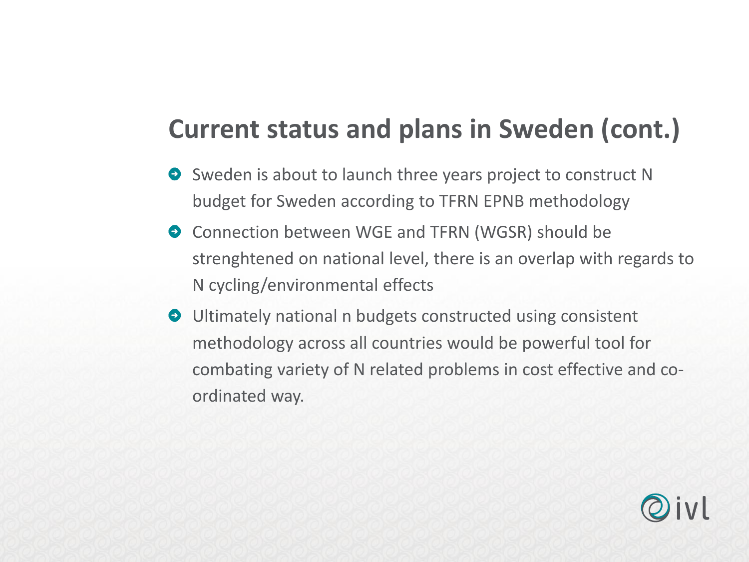# Current status and plans in Sweden (cont.)

- Sweden is about to launch three years project to construct N budget for Sweden according to TFRN EPNB methodology
- Connection between WGE and TFRN (WGSR) should be strenghtened on national level, there is an overlap with regards to N cycling/environmental effects
- Ultimately national n budgets constructed using consistent methodology across all countries would be powerful tool for combating variety of N related problems in cost effective and co-ordinated way.